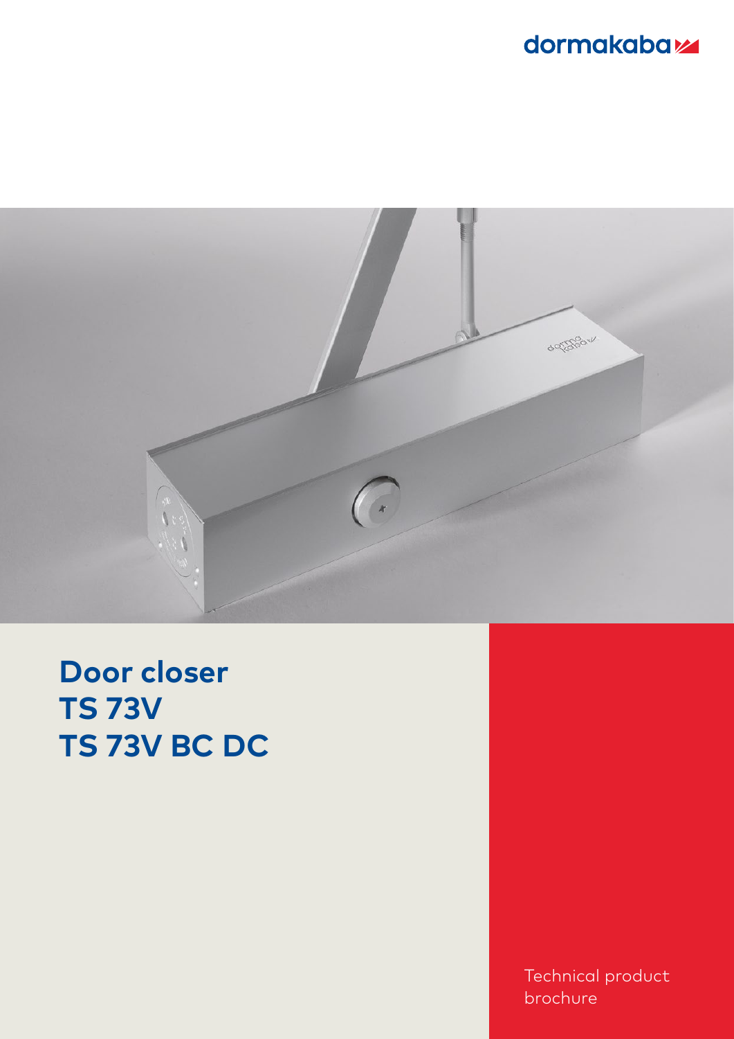dormakaba

# Door closer
# TS 73V
# TS 73V BC DC

Technical product brochure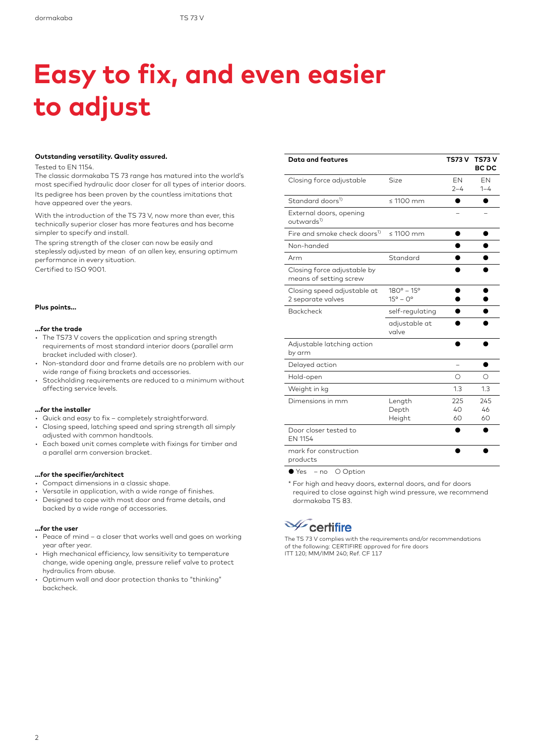# Easy to fix, and even easier to adjust

**Outstanding versatility. Quality assured.**

Tested to EN 1154.
The classic dormakaba TS 73 range has matured into the world's most specified hydraulic door closer for all types of interior doors. Its pedigree has been proven by the countless imitations that have appeared over the years.

With the introduction of the TS 73 V, now more than ever, this technically superior closer has more features and has become simpler to specify and install.

The spring strength of the closer can now be easily and steplessly adjusted by mean of an allen key, ensuring optimum performance in every situation.
Certified to ISO 9001.

**Plus points...**

**...for the trade**

- The TS73 V covers the application and spring strength requirements of most standard interior doors (parallel arm bracket included with closer).
- Non-standard door and frame details are no problem with our wide range of fixing brackets and accessories.
- Stockholding requirements are reduced to a minimum without affecting service levels.

**...for the installer**

- Quick and easy to fix – completely straightforward.
- Closing speed, latching speed and spring strength all simply adjusted with common handtools.
- Each boxed unit comes complete with fixings for timber and a parallel arm conversion bracket.

**...for the specifier/architect**

- Compact dimensions in a classic shape.
- Versatile in application, with a wide range of finishes.
- Designed to cope with most door and frame details, and backed by a wide range of accessories.

**...for the user**

- Peace of mind – a closer that works well and goes on working year after year.
- High mechanical efficiency, low sensitivity to temperature change, wide opening angle, pressure relief valve to protect hydraulics from abuse.
- Optimum wall and door protection thanks to "thinking" backcheck.

| Data and features | | TS73 V | TS73 V BC DC |
|---|---|---|---|
| Closing force adjustable | Size | EN 2–4 | EN 1–4 |
| Standard doors[1] | ≤ 1100 mm | ● | ● |
| External doors, opening outwards[1] | | – | – |
| Fire and smoke check doors[1] | ≤ 1100 mm | ● | ● |
| Non-handed | | ● | ● |
| Arm | Standard | ● | ● |
| Closing force adjustable by means of setting screw | | ● | ● |
| Closing speed adjustable at 2 separate valves | 180° – 15°<br>15° – 0° | ●<br>● | ●<br>● |
| Backcheck | self-regulating | ● | ● |
| | adjustable at valve | ● | ● |
| Adjustable latching action by arm | | ● | ● |
| Delayed action | | – | ● |
| Hold-open | | ○ | ○ |
| Weight in kg | | 1.3 | 1.3 |
| Dimensions in mm | Length<br>Depth<br>Height | 225<br>40<br>60 | 245<br>46<br>60 |
| Door closer tested to EN 1154 | | ● | ● |
| mark for construction products | | ● | ● |

● Yes – no ○ Option

\* For high and heavy doors, external doors, and for doors required to close against high wind pressure, we recommend dormakaba TS 83.

certifire

The TS 73 V complies with the requirements and/or recommendations of the following: CERTIFIRE approved for fire doors ITT 120; MM/IMM 240; Ref. CF 117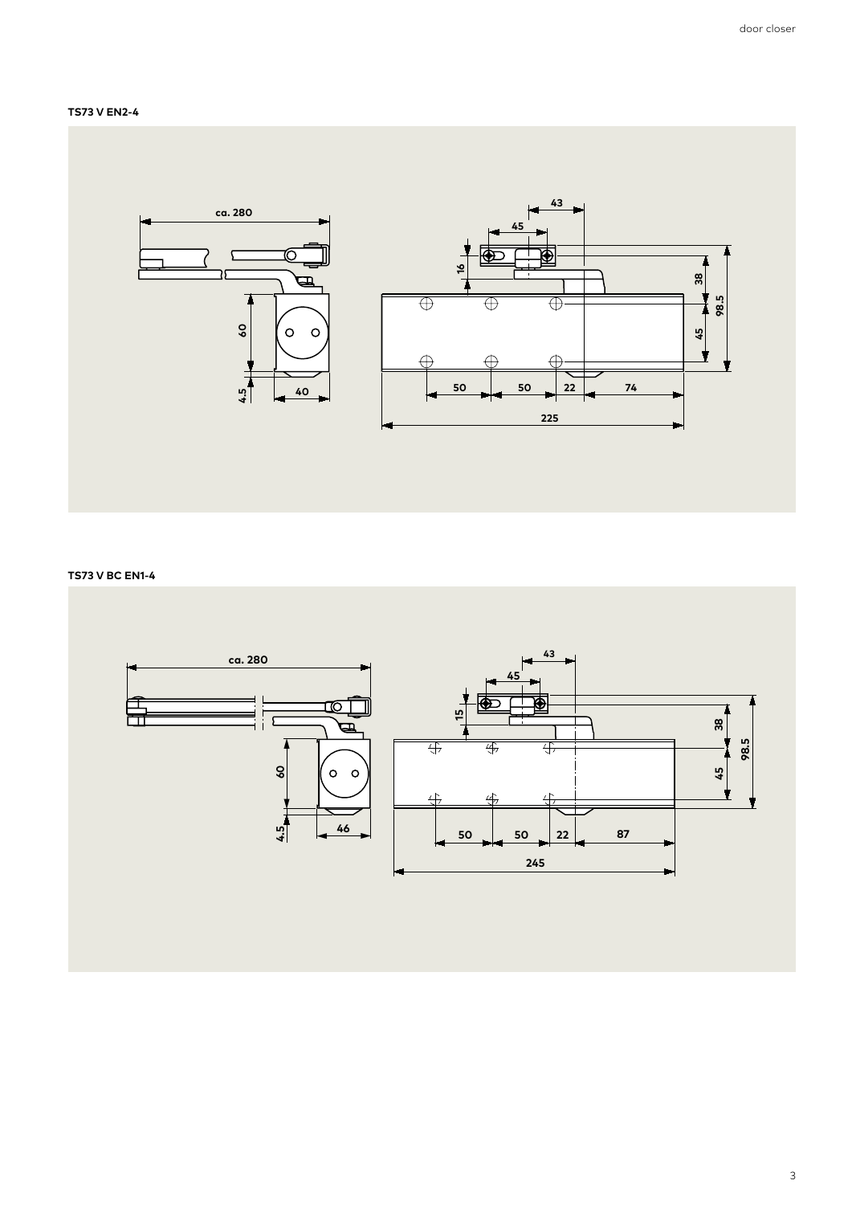### TS73 V EN2-4

### TS73 V BC EN1-4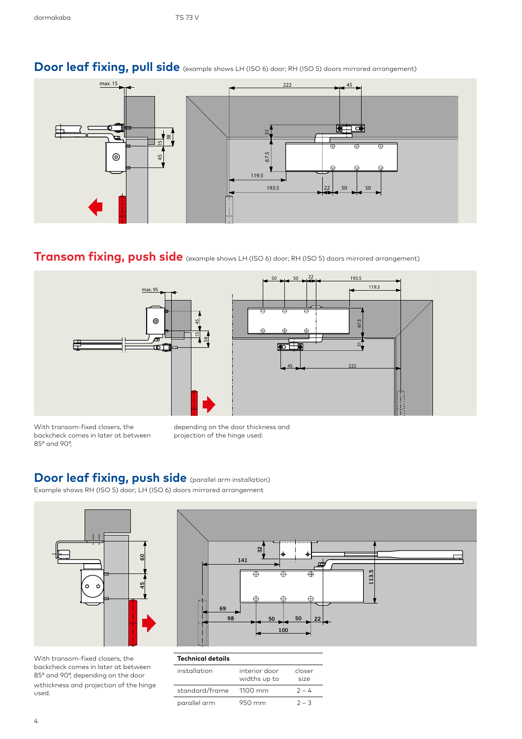## Door leaf fixing, pull side (example shows LH (ISO 6) door; RH (ISO 5) doors mirrored arrangement)

## Transom fixing, push side (example shows LH (ISO 6) door; RH (ISO 5) doors mirrored arrangement)

With transom-fixed closers, the backcheck comes in later at between 85° and 90°, depending on the door thickness and projection of the hinge used.

## Door leaf fixing, push side (parallel arm installation)

Example shows RH (ISO 5) door; LH (ISO 6) doors mirrored arrangement

With transom-fixed closers, the backcheck comes in later at between 85° and 90°, depending on the door wthickness and projection of the hinge used.

**Technical details**

| installation | interior door widths up to | closer size |
|---|---|---|
| standard/frame | 1100 mm | 2 – 4 |
| parallel arm | 950 mm | 2 – 3 |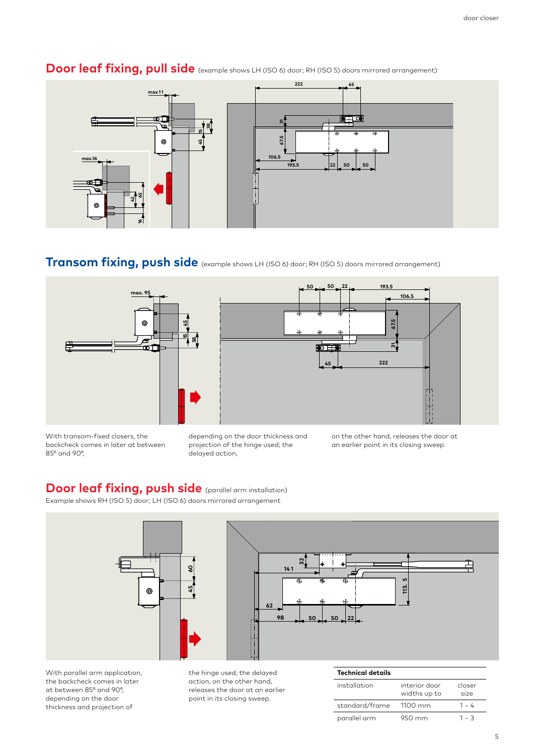## Door leaf fixing, pull side (example shows LH (ISO 6) door; RH (ISO 5) doors mirrored arrangement)

## Transom fixing, push side (example shows LH (ISO 6) door; RH (ISO 5) doors mirrored arrangement)

With transom-fixed closers, the backcheck comes in later at between 85° and 90°, depending on the door thickness and projection of the hinge used; the delayed action, on the other hand, releases the door at an earlier point in its closing sweep.

## Door leaf fixing, push side (parallel arm installation)

Example shows RH (ISO 5) door; LH (ISO 6) doors mirrored arrangement

With parallel arm application, the backcheck comes in later at between 85° and 90°, depending on the door thickness and projection of the hinge used; the delayed action, on the other hand, releases the door at an earlier point in its closing sweep.

**Technical details**

| installation | interior door widths up to | closer size |
|---|---|---|
| standard/frame | 1100 mm | 1 – 4 |
| parallel arm | 950 mm | 1 – 3 |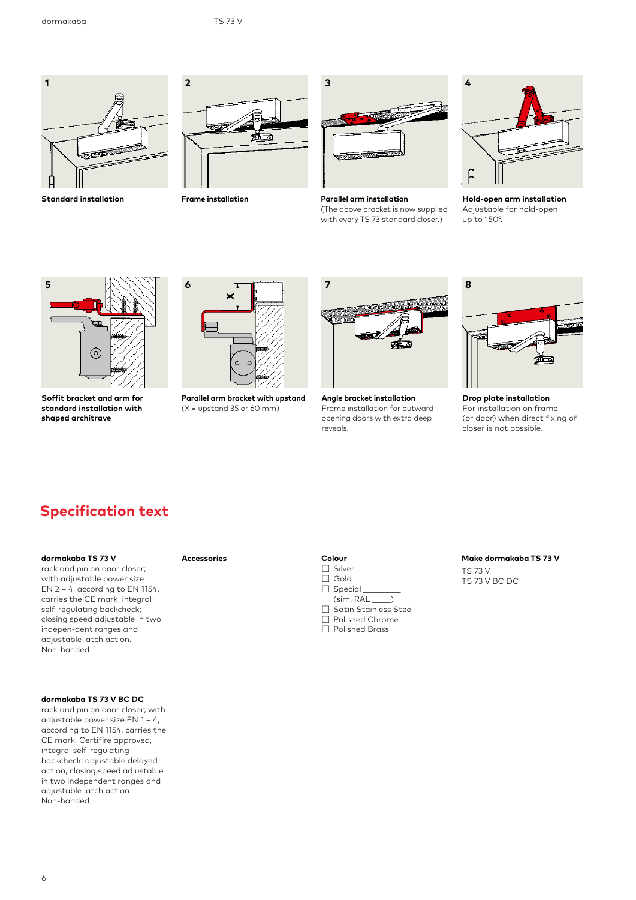**1**

**Standard installation**

**2**

**Frame installation**

**3**

**Parallel arm installation**
(The above bracket is now supplied with every TS 73 standard closer.)

**4**

**Hold-open arm installation**
Adjustable for hold-open up to 150°.

**5**

**Soffit bracket and arm for standard installation with shaped architrave**

**6**

**Parallel arm bracket with upstand**
(X = upstand 35 or 60 mm)

**7**

**Angle bracket installation**
Frame installation for outward opening doors with extra deep reveals.

**8**

**Drop plate installation**
For installation on frame (or door) when direct fixing of closer is not possible.

## Specification text

**dormakaba TS 73 V**
rack and pinion door closer; with adjustable power size EN 2 – 4, according to EN 1154, carries the CE mark, integral self-regulating backcheck; closing speed adjustable in two indepen-dent ranges and adjustable latch action.
Non-handed.

**dormakaba TS 73 V BC DC**
rack and pinion door closer; with adjustable power size EN 1 – 4, according to EN 1154, carries the CE mark, Certifire approved, integral self-regulating backcheck; adjustable delayed action, closing speed adjustable in two independent ranges and adjustable latch action.
Non-handed.

**Accessories**

**Colour**
- ☐ Silver
- ☐ Gold
- ☐ Special ________
  (sim. RAL ____)
- ☐ Satin Stainless Steel
- ☐ Polished Chrome
- ☐ Polished Brass

**Make dormakaba TS 73 V**
TS 73 V
TS 73 V BC DC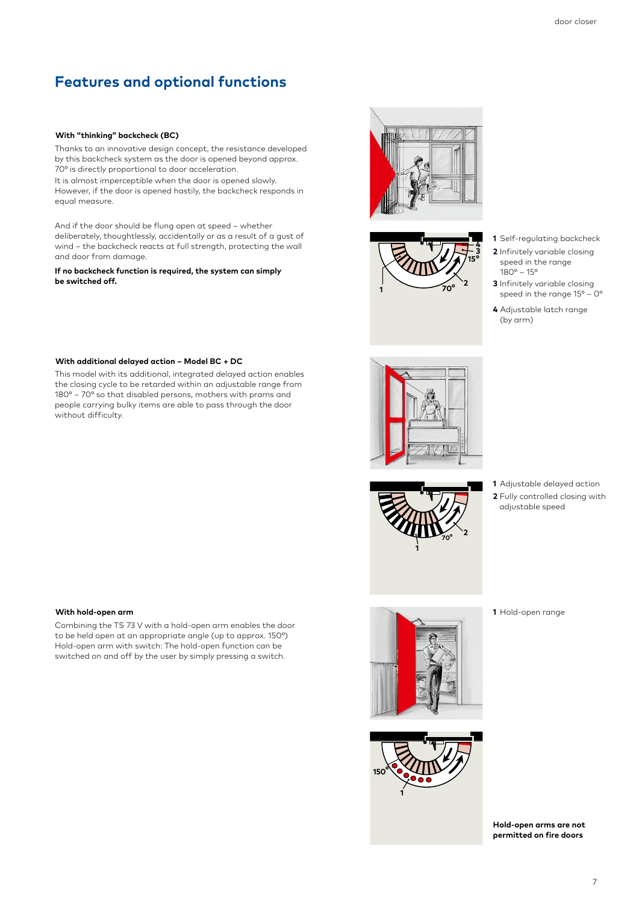# Features and optional functions

### With "thinking" backcheck (BC)

Thanks to an innovative design concept, the resistance developed by this backcheck system as the door is opened beyond approx. 70° is directly proportional to door acceleration.
It is almost imperceptible when the door is opened slowly. However, if the door is opened hastily, the backcheck responds in equal measure.

And if the door should be flung open at speed – whether deliberately, thoughtlessly, accidentally or as a result of a gust of wind – the backcheck reacts at full strength, protecting the wall and door from damage.

**If no backcheck function is required, the system can simply be switched off.**

1 Self-regulating backcheck
2 Infinitely variable closing speed in the range 180° – 15°
3 Infinitely variable closing speed in the range 15° – 0°
4 Adjustable latch range (by arm)

### With additional delayed action – Model BC + DC

This model with its additional, integrated delayed action enables the closing cycle to be retarded within an adjustable range from 180° – 70° so that disabled persons, mothers with prams and people carrying bulky items are able to pass through the door without difficulty.

1 Adjustable delayed action
2 Fully controlled closing with adjustable speed

### With hold-open arm

Combining the TS 73 V with a hold-open arm enables the door to be held open at an appropriate angle (up to approx. 150°) Hold-open arm with switch: The hold-open function can be switched on and off by the user by simply pressing a switch.

1 Hold-open range

**Hold-open arms are not permitted on fire doors**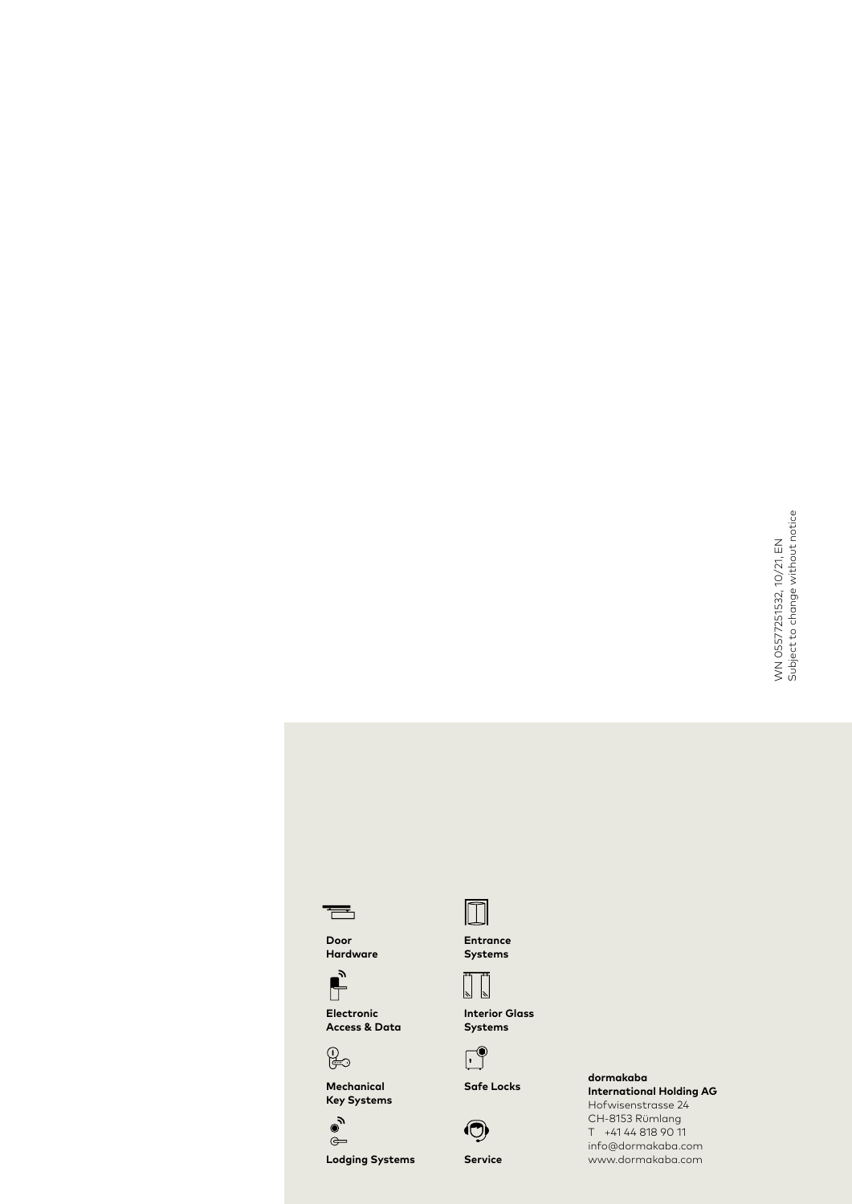WN 05577251532, 10/21, EN
Subject to change without notice

**Door Hardware**

**Entrance Systems**

**Electronic Access & Data**

**Interior Glass Systems**

**Mechanical Key Systems**

**Safe Locks**

**Lodging Systems**

**Service**

**dormakaba International Holding AG**
Hofwisenstrasse 24
CH-8153 Rümlang
T +41 44 818 90 11
info@dormakaba.com
www.dormakaba.com